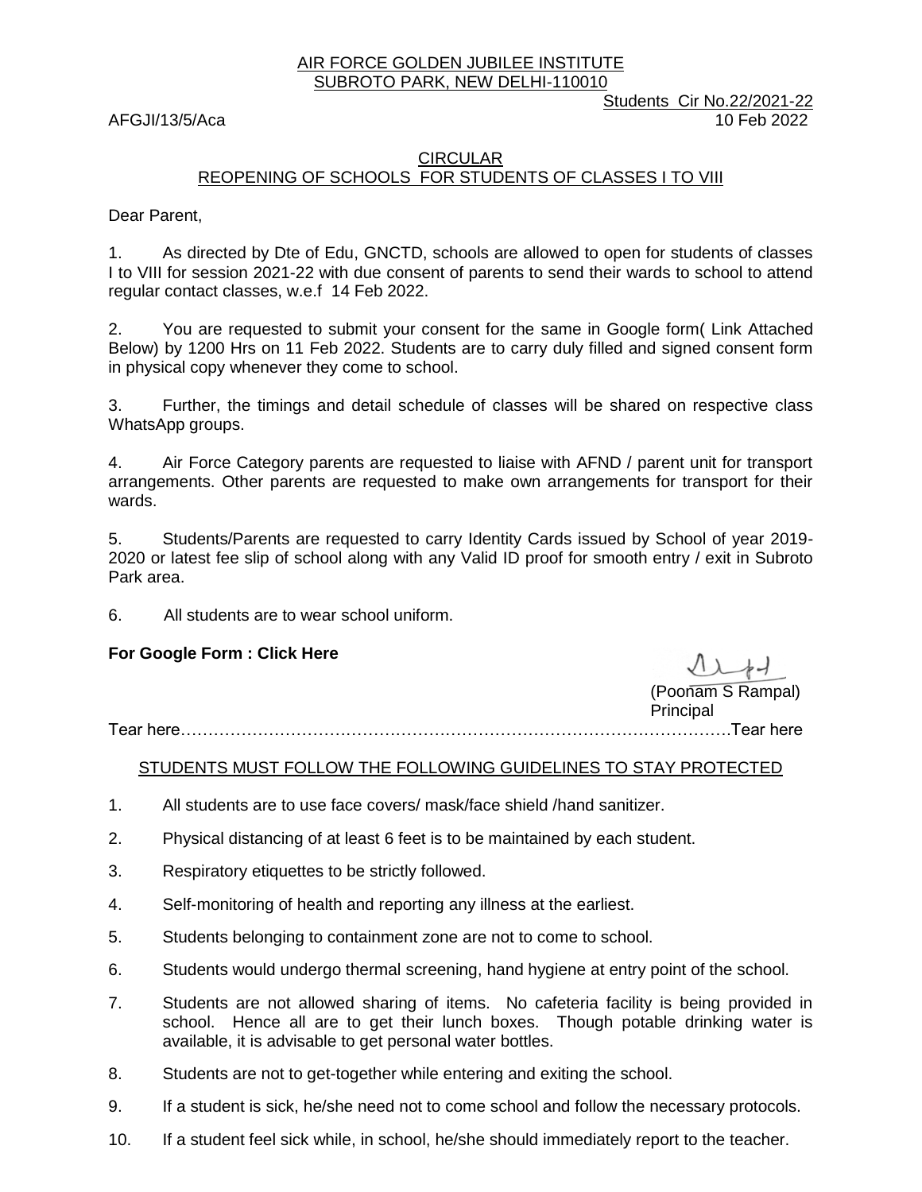AIR FORCE GOLDEN JUBILEE INSTITUTE
SUBROTO PARK, NEW DELHI-110010

Students Cir No.22/2021-22

AFGJI/13/5/Aca

10 Feb 2022

## CIRCULAR
## REOPENING OF SCHOOLS FOR STUDENTS OF CLASSES I TO VIII

Dear Parent,

1. As directed by Dte of Edu, GNCTD, schools are allowed to open for students of classes I to VIII for session 2021-22 with due consent of parents to send their wards to school to attend regular contact classes, w.e.f 14 Feb 2022.

2. You are requested to submit your consent for the same in Google form( Link Attached Below) by 1200 Hrs on 11 Feb 2022. Students are to carry duly filled and signed consent form in physical copy whenever they come to school.

3. Further, the timings and detail schedule of classes will be shared on respective class WhatsApp groups.

4. Air Force Category parents are requested to liaise with AFND / parent unit for transport arrangements. Other parents are requested to make own arrangements for transport for their wards.

5. Students/Parents are requested to carry Identity Cards issued by School of year 2019-2020 or latest fee slip of school along with any Valid ID proof for smooth entry / exit in Subroto Park area.

6. All students are to wear school uniform.

**For Google Form : Click Here**

(Poonam S Rampal)
Principal

Tear here……………………………………………………………………………………….Tear here

## STUDENTS MUST FOLLOW THE FOLLOWING GUIDELINES TO STAY PROTECTED

1. All students are to use face covers/ mask/face shield /hand sanitizer.
2. Physical distancing of at least 6 feet is to be maintained by each student.
3. Respiratory etiquettes to be strictly followed.
4. Self-monitoring of health and reporting any illness at the earliest.
5. Students belonging to containment zone are not to come to school.
6. Students would undergo thermal screening, hand hygiene at entry point of the school.
7. Students are not allowed sharing of items. No cafeteria facility is being provided in school. Hence all are to get their lunch boxes. Though potable drinking water is available, it is advisable to get personal water bottles.
8. Students are not to get-together while entering and exiting the school.
9. If a student is sick, he/she need not to come school and follow the necessary protocols.
10. If a student feel sick while, in school, he/she should immediately report to the teacher.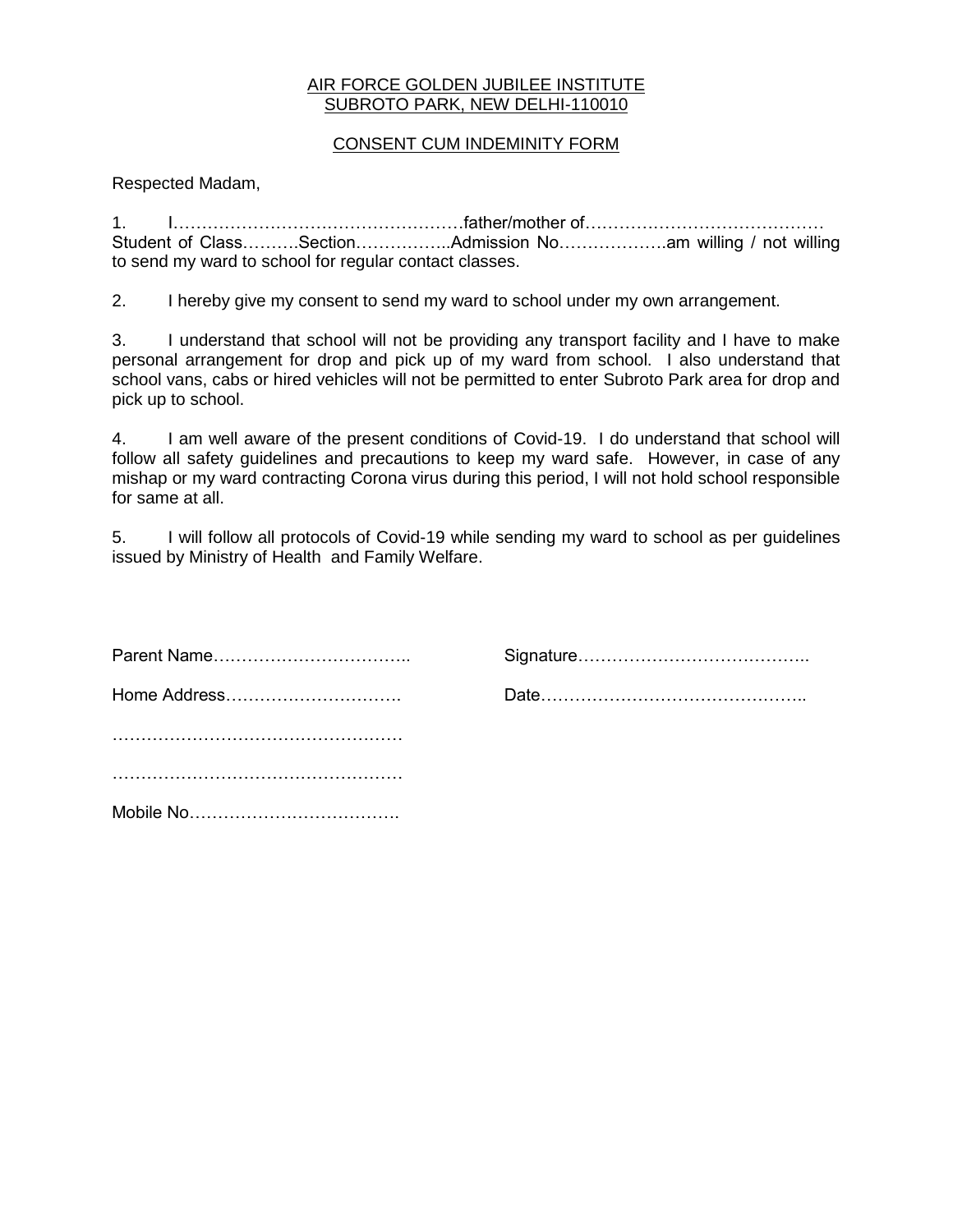AIR FORCE GOLDEN JUBILEE INSTITUTE
SUBROTO PARK, NEW DELHI-110010

CONSENT CUM INDEMINITY FORM

Respected Madam,

1. I……………………………………………father/mother of…………………………………… Student of Class……….Section……………..Admission No……………….am willing / not willing to send my ward to school for regular contact classes.

2. I hereby give my consent to send my ward to school under my own arrangement.

3. I understand that school will not be providing any transport facility and I have to make personal arrangement for drop and pick up of my ward from school. I also understand that school vans, cabs or hired vehicles will not be permitted to enter Subroto Park area for drop and pick up to school.

4. I am well aware of the present conditions of Covid-19. I do understand that school will follow all safety guidelines and precautions to keep my ward safe. However, in case of any mishap or my ward contracting Corona virus during this period, I will not hold school responsible for same at all.

5. I will follow all protocols of Covid-19 while sending my ward to school as per guidelines issued by Ministry of Health and Family Welfare.

Parent Name……………………………..

Signature…………………………………..

Home Address………………………….

Date………………………………………..

……………………………………………

……………………………………………

Mobile No……………………………….